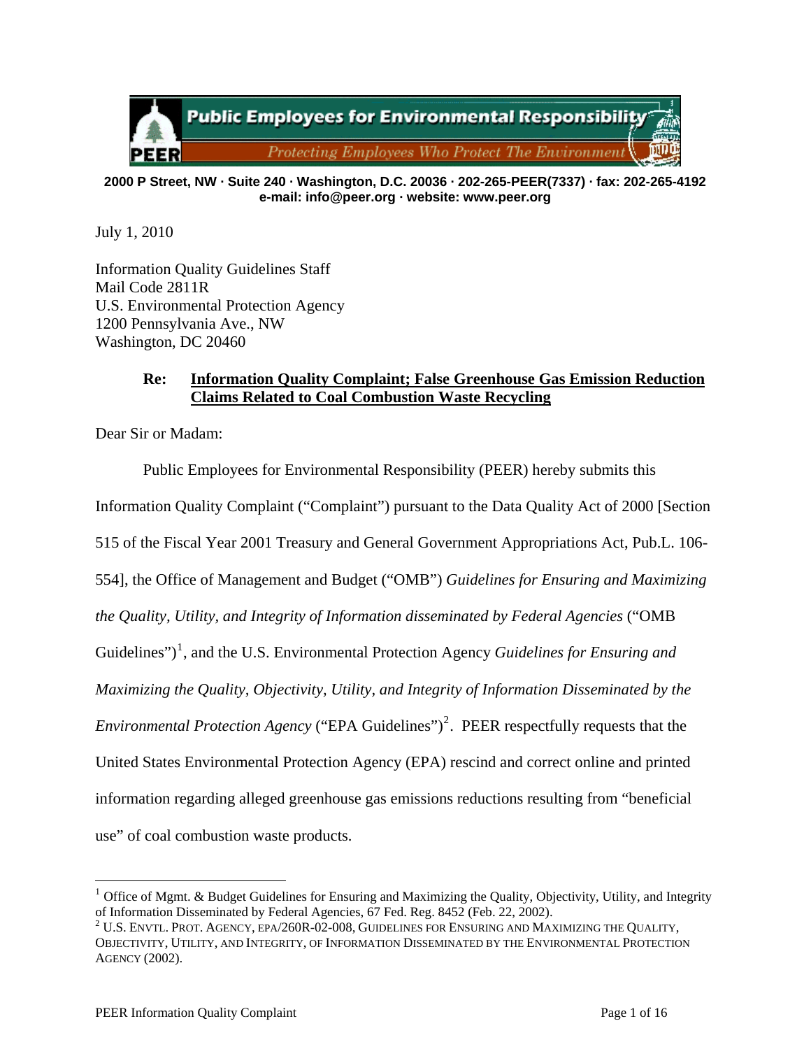# Public Employees for Environmental Responsibility

*Protecting Employees Who Protect The Environment*

**2000 P Street, NW · Suite 240 · Washington, D.C. 20036 · 202-265-PEER(7337) · fax: 202-265-4192**
**e-mail: info@peer.org · website: www.peer.org**

July 1, 2010

Information Quality Guidelines Staff
Mail Code 2811R
U.S. Environmental Protection Agency
1200 Pennsylvania Ave., NW
Washington, DC 20460

**Re: <u>Information Quality Complaint; False Greenhouse Gas Emission Reduction Claims Related to Coal Combustion Waste Recycling</u>**

Dear Sir or Madam:

Public Employees for Environmental Responsibility (PEER) hereby submits this Information Quality Complaint ("Complaint") pursuant to the Data Quality Act of 2000 [Section 515 of the Fiscal Year 2001 Treasury and General Government Appropriations Act, Pub.L. 106-554], the Office of Management and Budget ("OMB") *Guidelines for Ensuring and Maximizing the Quality, Utility, and Integrity of Information disseminated by Federal Agencies* ("OMB Guidelines")[1], and the U.S. Environmental Protection Agency *Guidelines for Ensuring and Maximizing the Quality, Objectivity, Utility, and Integrity of Information Disseminated by the Environmental Protection Agency* ("EPA Guidelines")[2]. PEER respectfully requests that the United States Environmental Protection Agency (EPA) rescind and correct online and printed information regarding alleged greenhouse gas emissions reductions resulting from "beneficial use" of coal combustion waste products.

---

[1] Office of Mgmt. & Budget Guidelines for Ensuring and Maximizing the Quality, Objectivity, Utility, and Integrity of Information Disseminated by Federal Agencies, 67 Fed. Reg. 8452 (Feb. 22, 2002).

[2] U.S. ENVTL. PROT. AGENCY, EPA/260R-02-008, GUIDELINES FOR ENSURING AND MAXIMIZING THE QUALITY, OBJECTIVITY, UTILITY, AND INTEGRITY, OF INFORMATION DISSEMINATED BY THE ENVIRONMENTAL PROTECTION AGENCY (2002).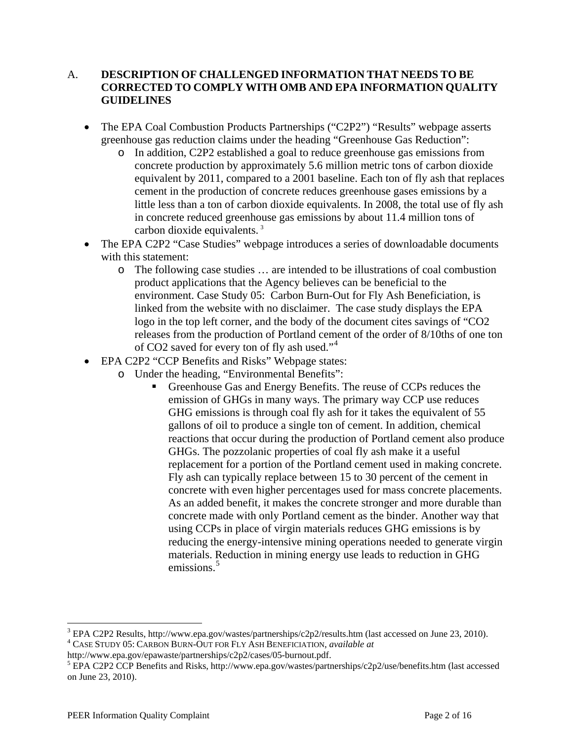## A. DESCRIPTION OF CHALLENGED INFORMATION THAT NEEDS TO BE CORRECTED TO COMPLY WITH OMB AND EPA INFORMATION QUALITY GUIDELINES

- The EPA Coal Combustion Products Partnerships ("C2P2") "Results" webpage asserts greenhouse gas reduction claims under the heading "Greenhouse Gas Reduction":
  - In addition, C2P2 established a goal to reduce greenhouse gas emissions from concrete production by approximately 5.6 million metric tons of carbon dioxide equivalent by 2011, compared to a 2001 baseline. Each ton of fly ash that replaces cement in the production of concrete reduces greenhouse gases emissions by a little less than a ton of carbon dioxide equivalents. In 2008, the total use of fly ash in concrete reduced greenhouse gas emissions by about 11.4 million tons of carbon dioxide equivalents. [3]
- The EPA C2P2 "Case Studies" webpage introduces a series of downloadable documents with this statement:
  - The following case studies … are intended to be illustrations of coal combustion product applications that the Agency believes can be beneficial to the environment. Case Study 05: Carbon Burn-Out for Fly Ash Beneficiation, is linked from the website with no disclaimer. The case study displays the EPA logo in the top left corner, and the body of the document cites savings of "CO2 releases from the production of Portland cement of the order of 8/10ths of one ton of CO2 saved for every ton of fly ash used."[4]
- EPA C2P2 "CCP Benefits and Risks" Webpage states:
  - Under the heading, "Environmental Benefits":
    - Greenhouse Gas and Energy Benefits. The reuse of CCPs reduces the emission of GHGs in many ways. The primary way CCP use reduces GHG emissions is through coal fly ash for it takes the equivalent of 55 gallons of oil to produce a single ton of cement. In addition, chemical reactions that occur during the production of Portland cement also produce GHGs. The pozzolanic properties of coal fly ash make it a useful replacement for a portion of the Portland cement used in making concrete. Fly ash can typically replace between 15 to 30 percent of the cement in concrete with even higher percentages used for mass concrete placements. As an added benefit, it makes the concrete stronger and more durable than concrete made with only Portland cement as the binder. Another way that using CCPs in place of virgin materials reduces GHG emissions is by reducing the energy-intensive mining operations needed to generate virgin materials. Reduction in mining energy use leads to reduction in GHG emissions.[5]

---

[3] EPA C2P2 Results, http://www.epa.gov/wastes/partnerships/c2p2/results.htm (last accessed on June 23, 2010).

[4] CASE STUDY 05: CARBON BURN-OUT FOR FLY ASH BENEFICIATION, *available at* http://www.epa.gov/epawaste/partnerships/c2p2/cases/05-burnout.pdf.

[5] EPA C2P2 CCP Benefits and Risks, http://www.epa.gov/wastes/partnerships/c2p2/use/benefits.htm (last accessed on June 23, 2010).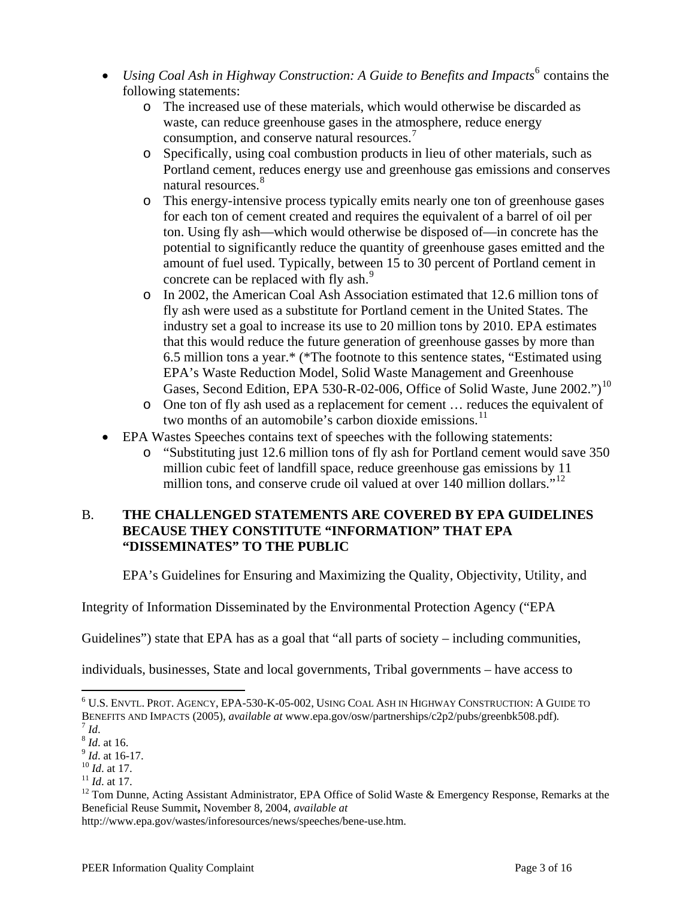- *Using Coal Ash in Highway Construction: A Guide to Benefits and Impacts*[6] contains the following statements:
    - The increased use of these materials, which would otherwise be discarded as waste, can reduce greenhouse gases in the atmosphere, reduce energy consumption, and conserve natural resources.[7]
    - Specifically, using coal combustion products in lieu of other materials, such as Portland cement, reduces energy use and greenhouse gas emissions and conserves natural resources.[8]
    - This energy-intensive process typically emits nearly one ton of greenhouse gases for each ton of cement created and requires the equivalent of a barrel of oil per ton. Using fly ash—which would otherwise be disposed of—in concrete has the potential to significantly reduce the quantity of greenhouse gases emitted and the amount of fuel used. Typically, between 15 to 30 percent of Portland cement in concrete can be replaced with fly ash.[9]
    - In 2002, the American Coal Ash Association estimated that 12.6 million tons of fly ash were used as a substitute for Portland cement in the United States. The industry set a goal to increase its use to 20 million tons by 2010. EPA estimates that this would reduce the future generation of greenhouse gasses by more than 6.5 million tons a year.* (*The footnote to this sentence states, "Estimated using EPA's Waste Reduction Model, Solid Waste Management and Greenhouse Gases, Second Edition, EPA 530-R-02-006, Office of Solid Waste, June 2002.")[10]
    - One ton of fly ash used as a replacement for cement … reduces the equivalent of two months of an automobile's carbon dioxide emissions.[11]
- EPA Wastes Speeches contains text of speeches with the following statements:
    - "Substituting just 12.6 million tons of fly ash for Portland cement would save 350 million cubic feet of landfill space, reduce greenhouse gas emissions by 11 million tons, and conserve crude oil valued at over 140 million dollars."[12]

## B. THE CHALLENGED STATEMENTS ARE COVERED BY EPA GUIDELINES BECAUSE THEY CONSTITUTE "INFORMATION" THAT EPA "DISSEMINATES" TO THE PUBLIC

EPA's Guidelines for Ensuring and Maximizing the Quality, Objectivity, Utility, and Integrity of Information Disseminated by the Environmental Protection Agency ("EPA Guidelines") state that EPA has as a goal that "all parts of society – including communities, individuals, businesses, State and local governments, Tribal governments – have access to

---

[6] U.S. ENVTL. PROT. AGENCY, EPA-530-K-05-002, USING COAL ASH IN HIGHWAY CONSTRUCTION: A GUIDE TO BENEFITS AND IMPACTS (2005), *available at* www.epa.gov/osw/partnerships/c2p2/pubs/greenbk508.pdf).

[7] *Id*.

[8] *Id*. at 16.

[9] *Id*. at 16-17.

[10] *Id*. at 17.

[11] *Id*. at 17.

[12] Tom Dunne, Acting Assistant Administrator, EPA Office of Solid Waste & Emergency Response, Remarks at the Beneficial Reuse Summit**,** November 8, 2004, *available at* http://www.epa.gov/wastes/inforesources/news/speeches/bene-use.htm.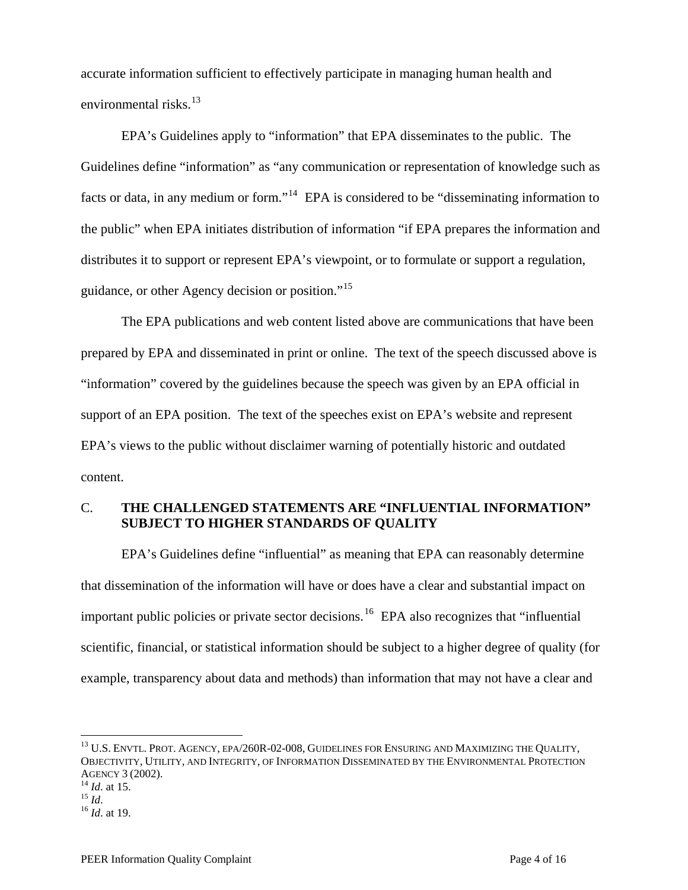accurate information sufficient to effectively participate in managing human health and environmental risks.[13]

EPA's Guidelines apply to "information" that EPA disseminates to the public. The Guidelines define "information" as "any communication or representation of knowledge such as facts or data, in any medium or form."[14] EPA is considered to be "disseminating information to the public" when EPA initiates distribution of information "if EPA prepares the information and distributes it to support or represent EPA's viewpoint, or to formulate or support a regulation, guidance, or other Agency decision or position."[15]

The EPA publications and web content listed above are communications that have been prepared by EPA and disseminated in print or online. The text of the speech discussed above is "information" covered by the guidelines because the speech was given by an EPA official in support of an EPA position. The text of the speeches exist on EPA's website and represent EPA's views to the public without disclaimer warning of potentially historic and outdated content.

## C. THE CHALLENGED STATEMENTS ARE "INFLUENTIAL INFORMATION" SUBJECT TO HIGHER STANDARDS OF QUALITY

EPA's Guidelines define "influential" as meaning that EPA can reasonably determine that dissemination of the information will have or does have a clear and substantial impact on important public policies or private sector decisions.[16] EPA also recognizes that "influential scientific, financial, or statistical information should be subject to a higher degree of quality (for example, transparency about data and methods) than information that may not have a clear and

---

[13] U.S. ENVTL. PROT. AGENCY, EPA/260R-02-008, GUIDELINES FOR ENSURING AND MAXIMIZING THE QUALITY, OBJECTIVITY, UTILITY, AND INTEGRITY, OF INFORMATION DISSEMINATED BY THE ENVIRONMENTAL PROTECTION AGENCY 3 (2002).

[14] *Id*. at 15.

[15] *Id*.

[16] *Id*. at 19.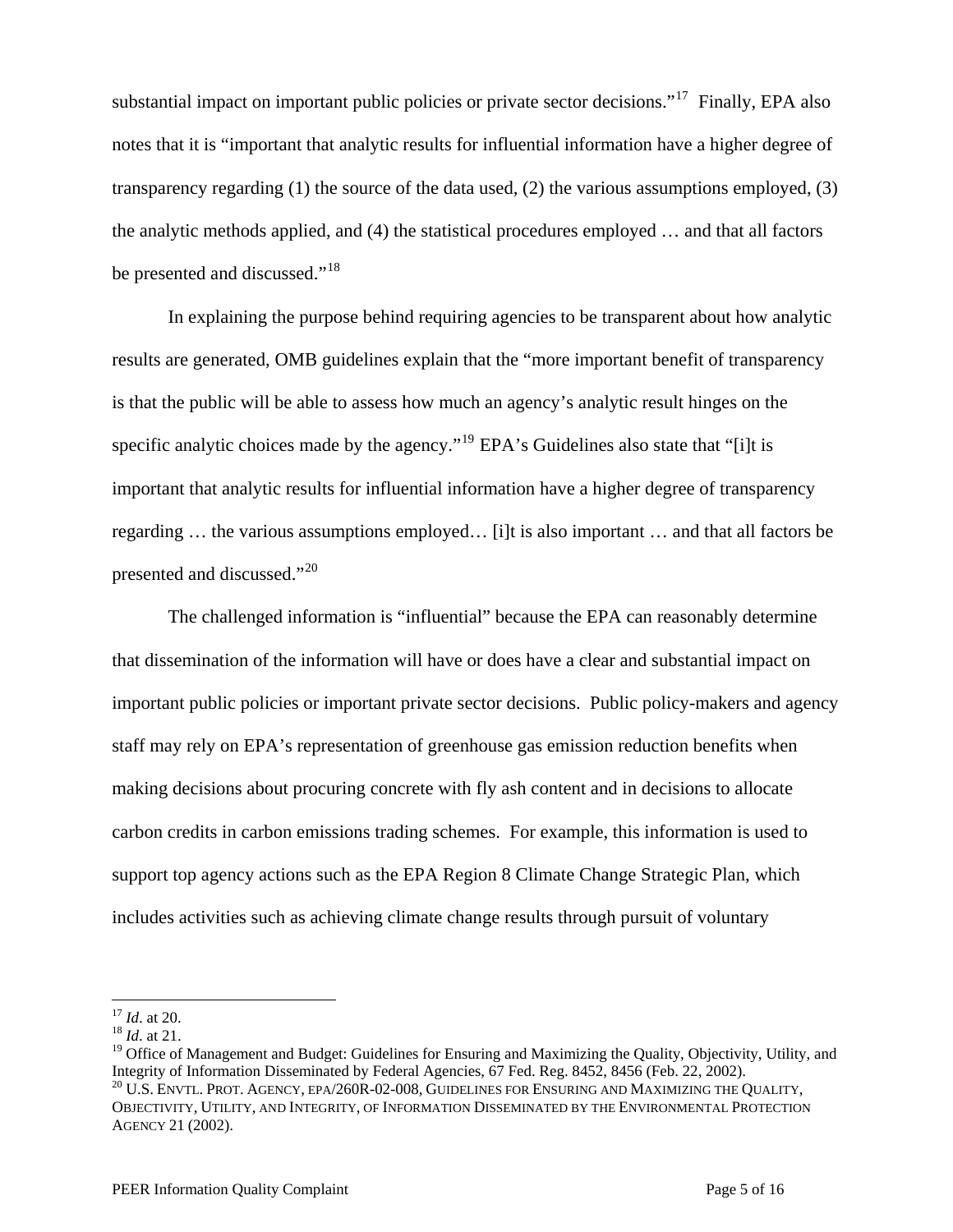substantial impact on important public policies or private sector decisions."[17] Finally, EPA also notes that it is "important that analytic results for influential information have a higher degree of transparency regarding (1) the source of the data used, (2) the various assumptions employed, (3) the analytic methods applied, and (4) the statistical procedures employed … and that all factors be presented and discussed."[18]

In explaining the purpose behind requiring agencies to be transparent about how analytic results are generated, OMB guidelines explain that the "more important benefit of transparency is that the public will be able to assess how much an agency's analytic result hinges on the specific analytic choices made by the agency."[19] EPA's Guidelines also state that "[i]t is important that analytic results for influential information have a higher degree of transparency regarding … the various assumptions employed… [i]t is also important … and that all factors be presented and discussed."[20]

The challenged information is "influential" because the EPA can reasonably determine that dissemination of the information will have or does have a clear and substantial impact on important public policies or important private sector decisions. Public policy-makers and agency staff may rely on EPA's representation of greenhouse gas emission reduction benefits when making decisions about procuring concrete with fly ash content and in decisions to allocate carbon credits in carbon emissions trading schemes. For example, this information is used to support top agency actions such as the EPA Region 8 Climate Change Strategic Plan, which includes activities such as achieving climate change results through pursuit of voluntary

---

[17] *Id*. at 20.

[18] *Id*. at 21.

[19] Office of Management and Budget: Guidelines for Ensuring and Maximizing the Quality, Objectivity, Utility, and Integrity of Information Disseminated by Federal Agencies, 67 Fed. Reg. 8452, 8456 (Feb. 22, 2002).

[20] U.S. ENVTL. PROT. AGENCY, EPA/260R-02-008, GUIDELINES FOR ENSURING AND MAXIMIZING THE QUALITY, OBJECTIVITY, UTILITY, AND INTEGRITY, OF INFORMATION DISSEMINATED BY THE ENVIRONMENTAL PROTECTION AGENCY 21 (2002).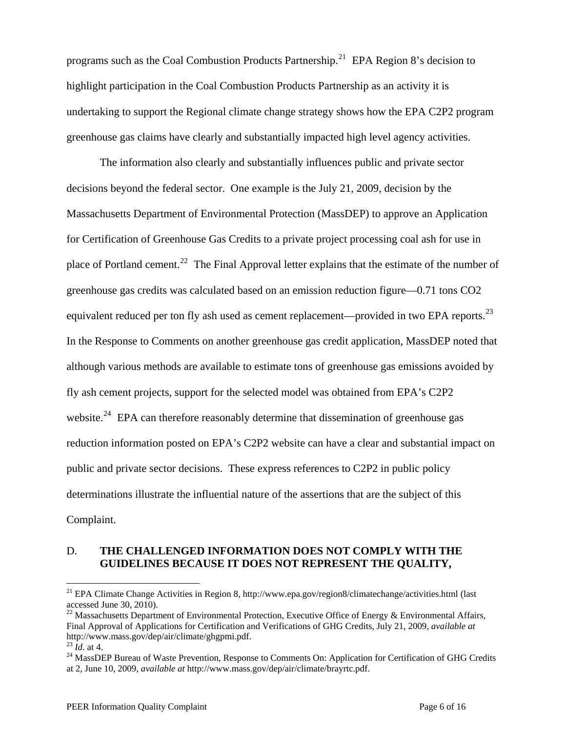programs such as the Coal Combustion Products Partnership.[21] EPA Region 8's decision to highlight participation in the Coal Combustion Products Partnership as an activity it is undertaking to support the Regional climate change strategy shows how the EPA C2P2 program greenhouse gas claims have clearly and substantially impacted high level agency activities.

The information also clearly and substantially influences public and private sector decisions beyond the federal sector. One example is the July 21, 2009, decision by the Massachusetts Department of Environmental Protection (MassDEP) to approve an Application for Certification of Greenhouse Gas Credits to a private project processing coal ash for use in place of Portland cement.[22] The Final Approval letter explains that the estimate of the number of greenhouse gas credits was calculated based on an emission reduction figure—0.71 tons $CO_2$ equivalent reduced per ton fly ash used as cement replacement—provided in two EPA reports.[23] In the Response to Comments on another greenhouse gas credit application, MassDEP noted that although various methods are available to estimate tons of greenhouse gas emissions avoided by fly ash cement projects, support for the selected model was obtained from EPA's C2P2 website.[24] EPA can therefore reasonably determine that dissemination of greenhouse gas reduction information posted on EPA's C2P2 website can have a clear and substantial impact on public and private sector decisions. These express references to C2P2 in public policy determinations illustrate the influential nature of the assertions that are the subject of this Complaint.

## D. THE CHALLENGED INFORMATION DOES NOT COMPLY WITH THE GUIDELINES BECAUSE IT DOES NOT REPRESENT THE QUALITY,

---

[21] EPA Climate Change Activities in Region 8, http://www.epa.gov/region8/climatechange/activities.html (last accessed June 30, 2010).

[22] Massachusetts Department of Environmental Protection, Executive Office of Energy & Environmental Affairs, Final Approval of Applications for Certification and Verifications of GHG Credits, July 21, 2009, *available at* http://www.mass.gov/dep/air/climate/ghgpmi.pdf.

[23] *Id*. at 4.

[24] MassDEP Bureau of Waste Prevention, Response to Comments On: Application for Certification of GHG Credits at 2, June 10, 2009, *available at* http://www.mass.gov/dep/air/climate/brayrtc.pdf.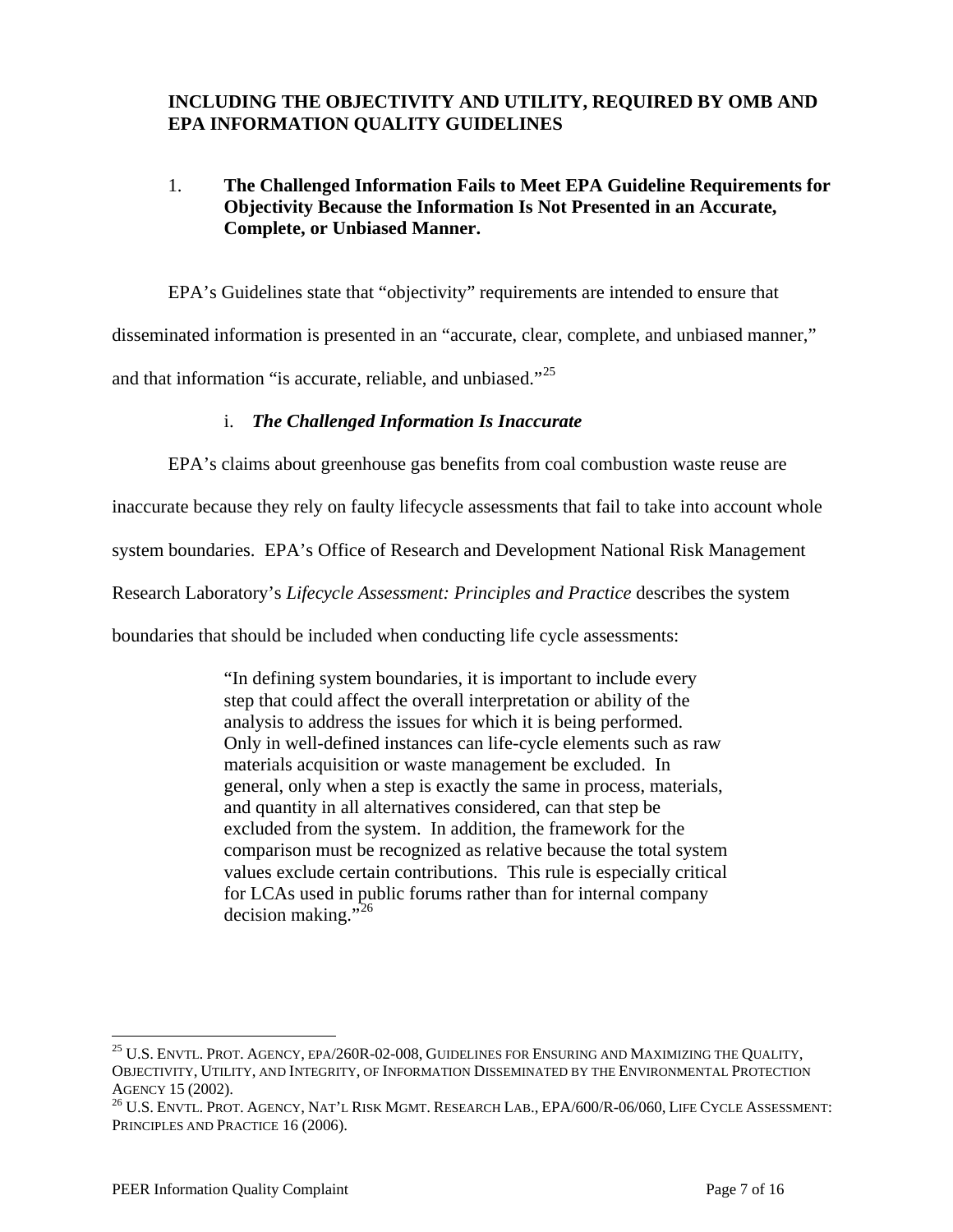**INCLUDING THE OBJECTIVITY AND UTILITY, REQUIRED BY OMB AND EPA INFORMATION QUALITY GUIDELINES**

1. **The Challenged Information Fails to Meet EPA Guideline Requirements for Objectivity Because the Information Is Not Presented in an Accurate, Complete, or Unbiased Manner.**

EPA's Guidelines state that "objectivity" requirements are intended to ensure that disseminated information is presented in an "accurate, clear, complete, and unbiased manner," and that information "is accurate, reliable, and unbiased."[25]

i. ***The Challenged Information Is Inaccurate***

EPA's claims about greenhouse gas benefits from coal combustion waste reuse are inaccurate because they rely on faulty lifecycle assessments that fail to take into account whole system boundaries. EPA's Office of Research and Development National Risk Management Research Laboratory's *Lifecycle Assessment: Principles and Practice* describes the system boundaries that should be included when conducting life cycle assessments:

> "In defining system boundaries, it is important to include every step that could affect the overall interpretation or ability of the analysis to address the issues for which it is being performed. Only in well-defined instances can life-cycle elements such as raw materials acquisition or waste management be excluded. In general, only when a step is exactly the same in process, materials, and quantity in all alternatives considered, can that step be excluded from the system. In addition, the framework for the comparison must be recognized as relative because the total system values exclude certain contributions. This rule is especially critical for LCAs used in public forums rather than for internal company decision making."[26]

---

[25] U.S. ENVTL. PROT. AGENCY, EPA/260R-02-008, GUIDELINES FOR ENSURING AND MAXIMIZING THE QUALITY, OBJECTIVITY, UTILITY, AND INTEGRITY, OF INFORMATION DISSEMINATED BY THE ENVIRONMENTAL PROTECTION AGENCY 15 (2002).

[26] U.S. ENVTL. PROT. AGENCY, NAT'L RISK MGMT. RESEARCH LAB., EPA/600/R-06/060, LIFE CYCLE ASSESSMENT: PRINCIPLES AND PRACTICE 16 (2006).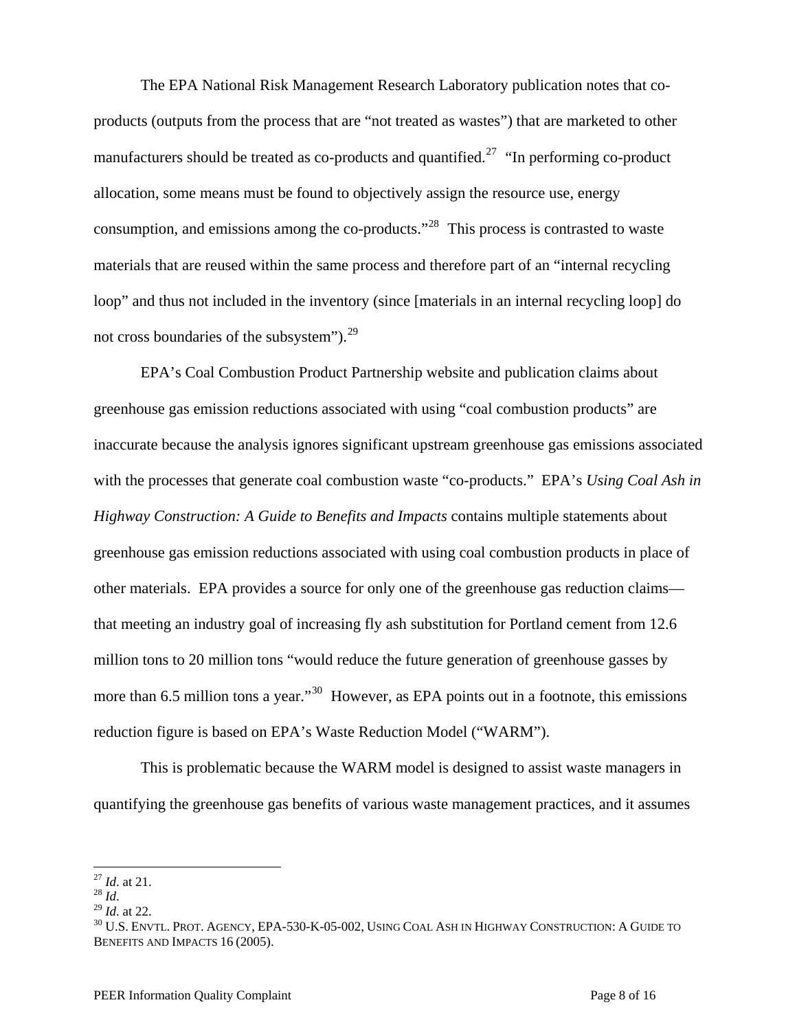The EPA National Risk Management Research Laboratory publication notes that co-products (outputs from the process that are "not treated as wastes") that are marketed to other manufacturers should be treated as co-products and quantified.[27] "In performing co-product allocation, some means must be found to objectively assign the resource use, energy consumption, and emissions among the co-products."[28] This process is contrasted to waste materials that are reused within the same process and therefore part of an "internal recycling loop" and thus not included in the inventory (since [materials in an internal recycling loop] do not cross boundaries of the subsystem").[29]

EPA's Coal Combustion Product Partnership website and publication claims about greenhouse gas emission reductions associated with using "coal combustion products" are inaccurate because the analysis ignores significant upstream greenhouse gas emissions associated with the processes that generate coal combustion waste "co-products." EPA's *Using Coal Ash in Highway Construction: A Guide to Benefits and Impacts* contains multiple statements about greenhouse gas emission reductions associated with using coal combustion products in place of other materials. EPA provides a source for only one of the greenhouse gas reduction claims—that meeting an industry goal of increasing fly ash substitution for Portland cement from 12.6 million tons to 20 million tons "would reduce the future generation of greenhouse gasses by more than 6.5 million tons a year."[30] However, as EPA points out in a footnote, this emissions reduction figure is based on EPA's Waste Reduction Model ("WARM").

This is problematic because the WARM model is designed to assist waste managers in quantifying the greenhouse gas benefits of various waste management practices, and it assumes

---

[27] *Id*. at 21.
[28] *Id*.
[29] *Id*. at 22.
[30] U.S. ENVTL. PROT. AGENCY, EPA-530-K-05-002, USING COAL ASH IN HIGHWAY CONSTRUCTION: A GUIDE TO BENEFITS AND IMPACTS 16 (2005).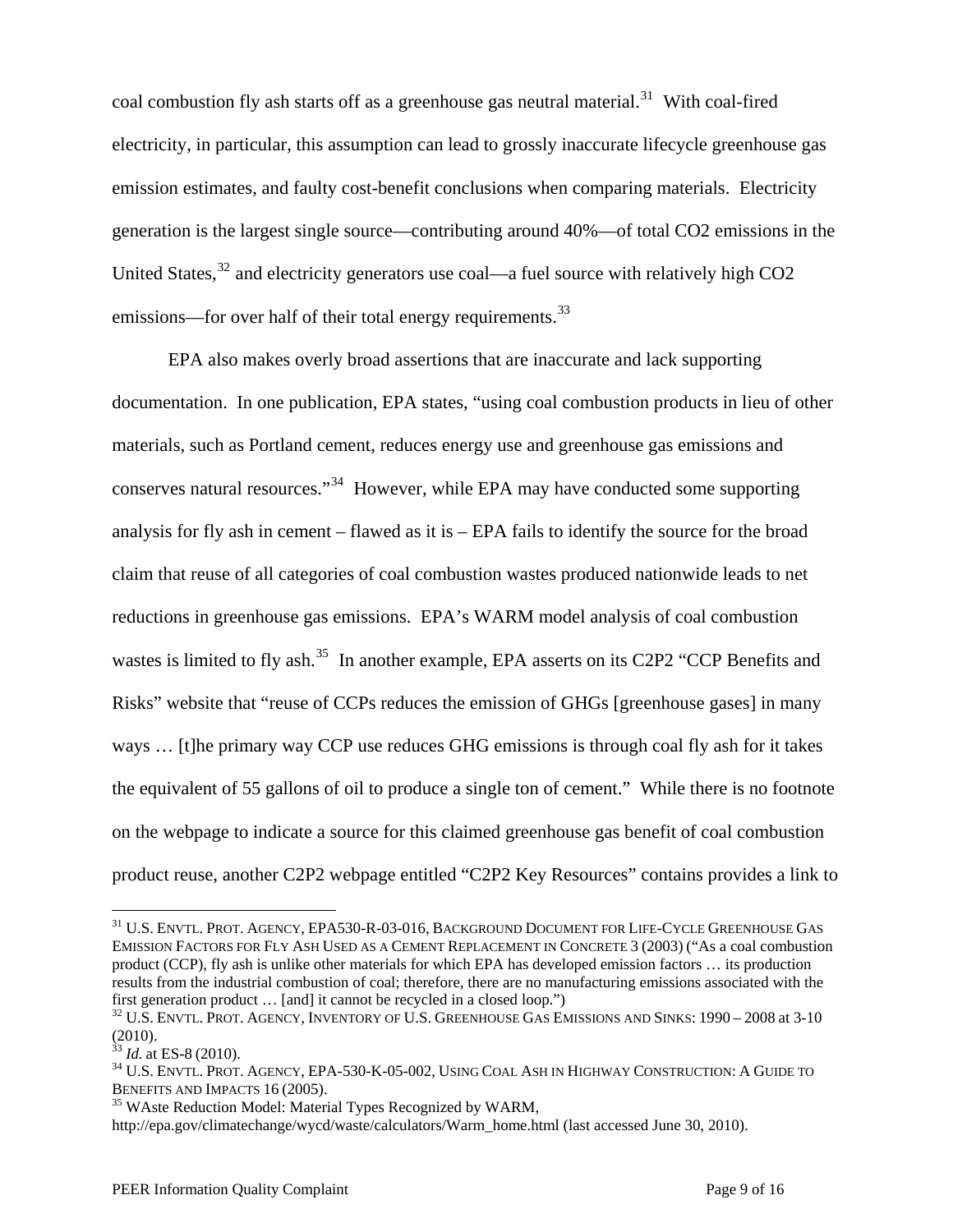coal combustion fly ash starts off as a greenhouse gas neutral material.[31] With coal-fired electricity, in particular, this assumption can lead to grossly inaccurate lifecycle greenhouse gas emission estimates, and faulty cost-benefit conclusions when comparing materials. Electricity generation is the largest single source—contributing around 40%—of total $CO_2$ emissions in the United States,[32] and electricity generators use coal—a fuel source with relatively high $CO_2$ emissions—for over half of their total energy requirements.[33]

EPA also makes overly broad assertions that are inaccurate and lack supporting documentation. In one publication, EPA states, "using coal combustion products in lieu of other materials, such as Portland cement, reduces energy use and greenhouse gas emissions and conserves natural resources."[34] However, while EPA may have conducted some supporting analysis for fly ash in cement – flawed as it is – EPA fails to identify the source for the broad claim that reuse of all categories of coal combustion wastes produced nationwide leads to net reductions in greenhouse gas emissions. EPA's WARM model analysis of coal combustion wastes is limited to fly ash.[35] In another example, EPA asserts on its C2P2 "CCP Benefits and Risks" website that "reuse of CCPs reduces the emission of GHGs [greenhouse gases] in many ways … [t]he primary way CCP use reduces GHG emissions is through coal fly ash for it takes the equivalent of 55 gallons of oil to produce a single ton of cement." While there is no footnote on the webpage to indicate a source for this claimed greenhouse gas benefit of coal combustion product reuse, another C2P2 webpage entitled "C2P2 Key Resources" contains provides a link to

---

[31] U.S. ENVTL. PROT. AGENCY, EPA530-R-03-016, BACKGROUND DOCUMENT FOR LIFE-CYCLE GREENHOUSE GAS EMISSION FACTORS FOR FLY ASH USED AS A CEMENT REPLACEMENT IN CONCRETE 3 (2003) ("As a coal combustion product (CCP), fly ash is unlike other materials for which EPA has developed emission factors … its production results from the industrial combustion of coal; therefore, there are no manufacturing emissions associated with the first generation product … [and] it cannot be recycled in a closed loop.")

[32] U.S. ENVTL. PROT. AGENCY, INVENTORY OF U.S. GREENHOUSE GAS EMISSIONS AND SINKS: 1990 – 2008 at 3-10 (2010).

[33] *Id.* at ES-8 (2010).

[34] U.S. ENVTL. PROT. AGENCY, EPA-530-K-05-002, USING COAL ASH IN HIGHWAY CONSTRUCTION: A GUIDE TO BENEFITS AND IMPACTS 16 (2005).

[35] WAste Reduction Model: Material Types Recognized by WARM, http://epa.gov/climatechange/wycd/waste/calculators/Warm_home.html (last accessed June 30, 2010).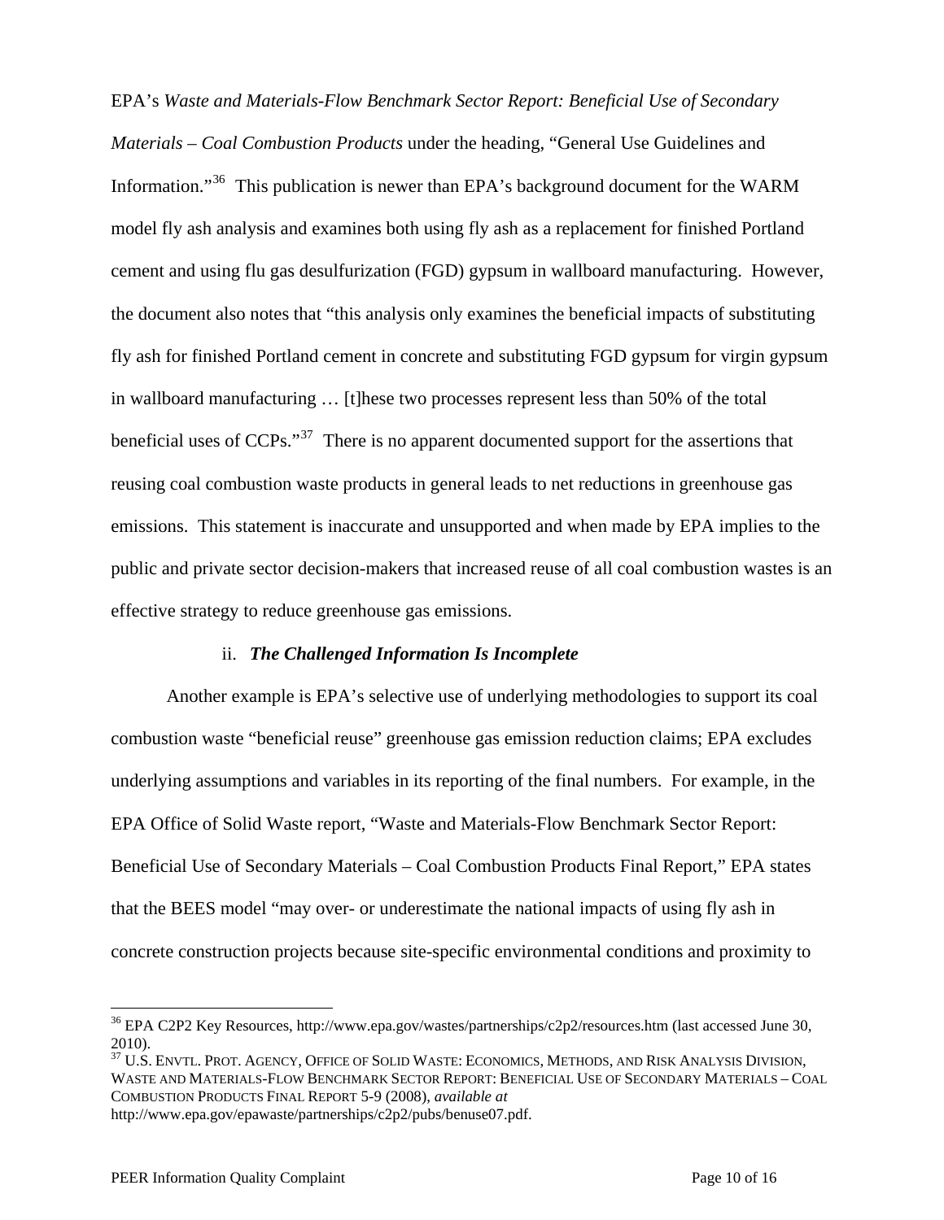EPA's *Waste and Materials-Flow Benchmark Sector Report: Beneficial Use of Secondary Materials – Coal Combustion Products* under the heading, "General Use Guidelines and Information."[36] This publication is newer than EPA's background document for the WARM model fly ash analysis and examines both using fly ash as a replacement for finished Portland cement and using flu gas desulfurization (FGD) gypsum in wallboard manufacturing. However, the document also notes that "this analysis only examines the beneficial impacts of substituting fly ash for finished Portland cement in concrete and substituting FGD gypsum for virgin gypsum in wallboard manufacturing … [t]hese two processes represent less than 50% of the total beneficial uses of CCPs."[37] There is no apparent documented support for the assertions that reusing coal combustion waste products in general leads to net reductions in greenhouse gas emissions. This statement is inaccurate and unsupported and when made by EPA implies to the public and private sector decision-makers that increased reuse of all coal combustion wastes is an effective strategy to reduce greenhouse gas emissions.

ii. ***The Challenged Information Is Incomplete***

Another example is EPA's selective use of underlying methodologies to support its coal combustion waste "beneficial reuse" greenhouse gas emission reduction claims; EPA excludes underlying assumptions and variables in its reporting of the final numbers. For example, in the EPA Office of Solid Waste report, "Waste and Materials-Flow Benchmark Sector Report: Beneficial Use of Secondary Materials – Coal Combustion Products Final Report," EPA states that the BEES model "may over- or underestimate the national impacts of using fly ash in concrete construction projects because site-specific environmental conditions and proximity to

---

[36] EPA C2P2 Key Resources, http://www.epa.gov/wastes/partnerships/c2p2/resources.htm (last accessed June 30, 2010).

[37] U.S. ENVTL. PROT. AGENCY, OFFICE OF SOLID WASTE: ECONOMICS, METHODS, AND RISK ANALYSIS DIVISION, WASTE AND MATERIALS-FLOW BENCHMARK SECTOR REPORT: BENEFICIAL USE OF SECONDARY MATERIALS – COAL COMBUSTION PRODUCTS FINAL REPORT 5-9 (2008), *available at* http://www.epa.gov/epawaste/partnerships/c2p2/pubs/benuse07.pdf.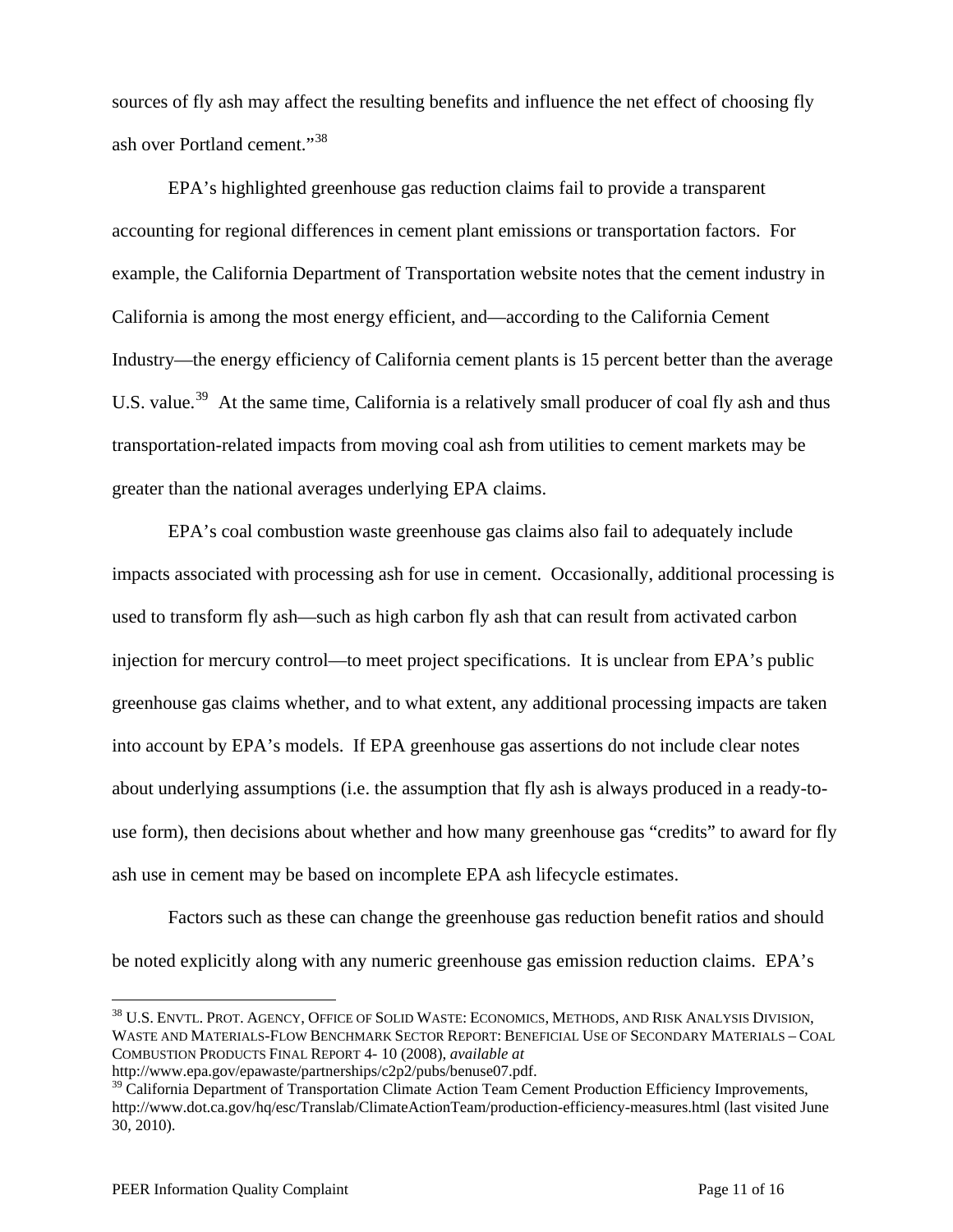sources of fly ash may affect the resulting benefits and influence the net effect of choosing fly ash over Portland cement."[38]

EPA's highlighted greenhouse gas reduction claims fail to provide a transparent accounting for regional differences in cement plant emissions or transportation factors. For example, the California Department of Transportation website notes that the cement industry in California is among the most energy efficient, and—according to the California Cement Industry—the energy efficiency of California cement plants is 15 percent better than the average U.S. value.[39] At the same time, California is a relatively small producer of coal fly ash and thus transportation-related impacts from moving coal ash from utilities to cement markets may be greater than the national averages underlying EPA claims.

EPA's coal combustion waste greenhouse gas claims also fail to adequately include impacts associated with processing ash for use in cement. Occasionally, additional processing is used to transform fly ash—such as high carbon fly ash that can result from activated carbon injection for mercury control—to meet project specifications. It is unclear from EPA's public greenhouse gas claims whether, and to what extent, any additional processing impacts are taken into account by EPA's models. If EPA greenhouse gas assertions do not include clear notes about underlying assumptions (i.e. the assumption that fly ash is always produced in a ready-to-use form), then decisions about whether and how many greenhouse gas "credits" to award for fly ash use in cement may be based on incomplete EPA ash lifecycle estimates.

Factors such as these can change the greenhouse gas reduction benefit ratios and should be noted explicitly along with any numeric greenhouse gas emission reduction claims. EPA's

---

[38] U.S. ENVTL. PROT. AGENCY, OFFICE OF SOLID WASTE: ECONOMICS, METHODS, AND RISK ANALYSIS DIVISION, WASTE AND MATERIALS-FLOW BENCHMARK SECTOR REPORT: BENEFICIAL USE OF SECONDARY MATERIALS – COAL COMBUSTION PRODUCTS FINAL REPORT 4- 10 (2008), *available at* http://www.epa.gov/epawaste/partnerships/c2p2/pubs/benuse07.pdf.

[39] California Department of Transportation Climate Action Team Cement Production Efficiency Improvements, http://www.dot.ca.gov/hq/esc/Translab/ClimateActionTeam/production-efficiency-measures.html (last visited June 30, 2010).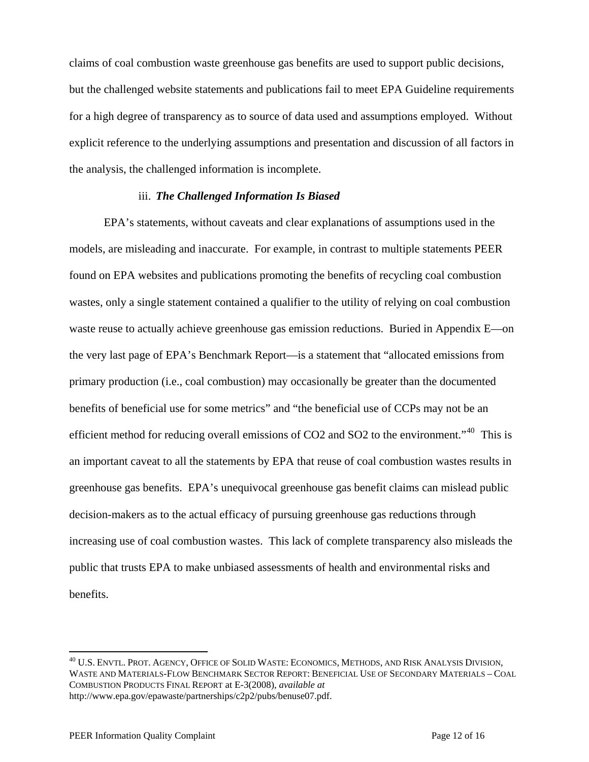claims of coal combustion waste greenhouse gas benefits are used to support public decisions, but the challenged website statements and publications fail to meet EPA Guideline requirements for a high degree of transparency as to source of data used and assumptions employed. Without explicit reference to the underlying assumptions and presentation and discussion of all factors in the analysis, the challenged information is incomplete.

### iii. *The Challenged Information Is Biased*

EPA's statements, without caveats and clear explanations of assumptions used in the models, are misleading and inaccurate. For example, in contrast to multiple statements PEER found on EPA websites and publications promoting the benefits of recycling coal combustion wastes, only a single statement contained a qualifier to the utility of relying on coal combustion waste reuse to actually achieve greenhouse gas emission reductions. Buried in Appendix E—on the very last page of EPA's Benchmark Report—is a statement that "allocated emissions from primary production (i.e., coal combustion) may occasionally be greater than the documented benefits of beneficial use for some metrics" and "the beneficial use of CCPs may not be an efficient method for reducing overall emissions of CO2 and SO2 to the environment."[40] This is an important caveat to all the statements by EPA that reuse of coal combustion wastes results in greenhouse gas benefits. EPA's unequivocal greenhouse gas benefit claims can mislead public decision-makers as to the actual efficacy of pursuing greenhouse gas reductions through increasing use of coal combustion wastes. This lack of complete transparency also misleads the public that trusts EPA to make unbiased assessments of health and environmental risks and benefits.

---

[40] U.S. ENVTL. PROT. AGENCY, OFFICE OF SOLID WASTE: ECONOMICS, METHODS, AND RISK ANALYSIS DIVISION, WASTE AND MATERIALS-FLOW BENCHMARK SECTOR REPORT: BENEFICIAL USE OF SECONDARY MATERIALS – COAL COMBUSTION PRODUCTS FINAL REPORT at E-3(2008), *available at* http://www.epa.gov/epawaste/partnerships/c2p2/pubs/benuse07.pdf.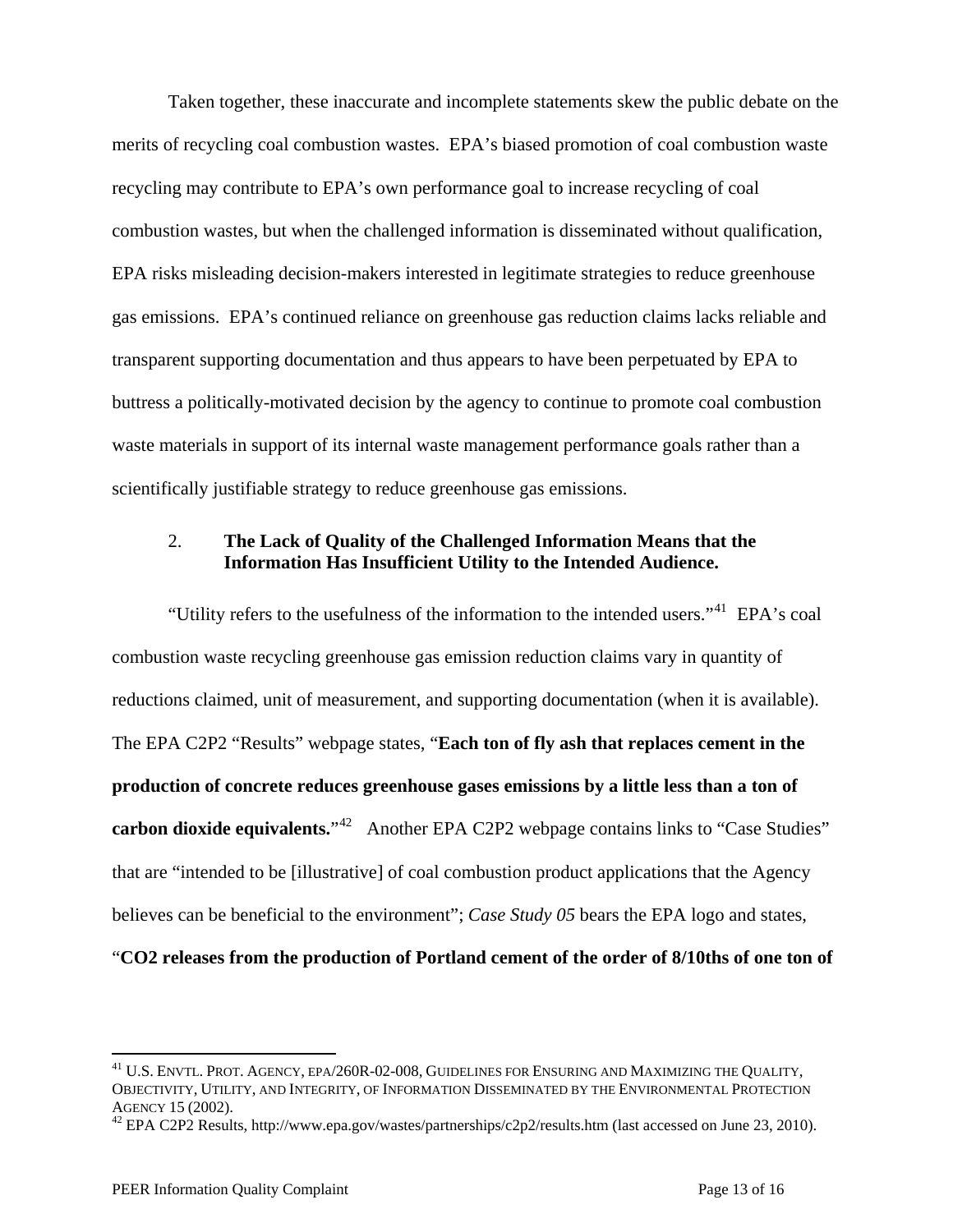Taken together, these inaccurate and incomplete statements skew the public debate on the merits of recycling coal combustion wastes. EPA's biased promotion of coal combustion waste recycling may contribute to EPA's own performance goal to increase recycling of coal combustion wastes, but when the challenged information is disseminated without qualification, EPA risks misleading decision-makers interested in legitimate strategies to reduce greenhouse gas emissions. EPA's continued reliance on greenhouse gas reduction claims lacks reliable and transparent supporting documentation and thus appears to have been perpetuated by EPA to buttress a politically-motivated decision by the agency to continue to promote coal combustion waste materials in support of its internal waste management performance goals rather than a scientifically justifiable strategy to reduce greenhouse gas emissions.

### 2. The Lack of Quality of the Challenged Information Means that the Information Has Insufficient Utility to the Intended Audience.

"Utility refers to the usefulness of the information to the intended users."[41] EPA's coal combustion waste recycling greenhouse gas emission reduction claims vary in quantity of reductions claimed, unit of measurement, and supporting documentation (when it is available). The EPA C2P2 "Results" webpage states, "**Each ton of fly ash that replaces cement in the production of concrete reduces greenhouse gases emissions by a little less than a ton of carbon dioxide equivalents.**"[42] Another EPA C2P2 webpage contains links to "Case Studies" that are "intended to be [illustrative] of coal combustion product applications that the Agency believes can be beneficial to the environment"; *Case Study 05* bears the EPA logo and states, "**CO2 releases from the production of Portland cement of the order of 8/10ths of one ton of**

---

[41] U.S. ENVTL. PROT. AGENCY, EPA/260R-02-008, GUIDELINES FOR ENSURING AND MAXIMIZING THE QUALITY, OBJECTIVITY, UTILITY, AND INTEGRITY, OF INFORMATION DISSEMINATED BY THE ENVIRONMENTAL PROTECTION AGENCY 15 (2002).

[42] EPA C2P2 Results, http://www.epa.gov/wastes/partnerships/c2p2/results.htm (last accessed on June 23, 2010).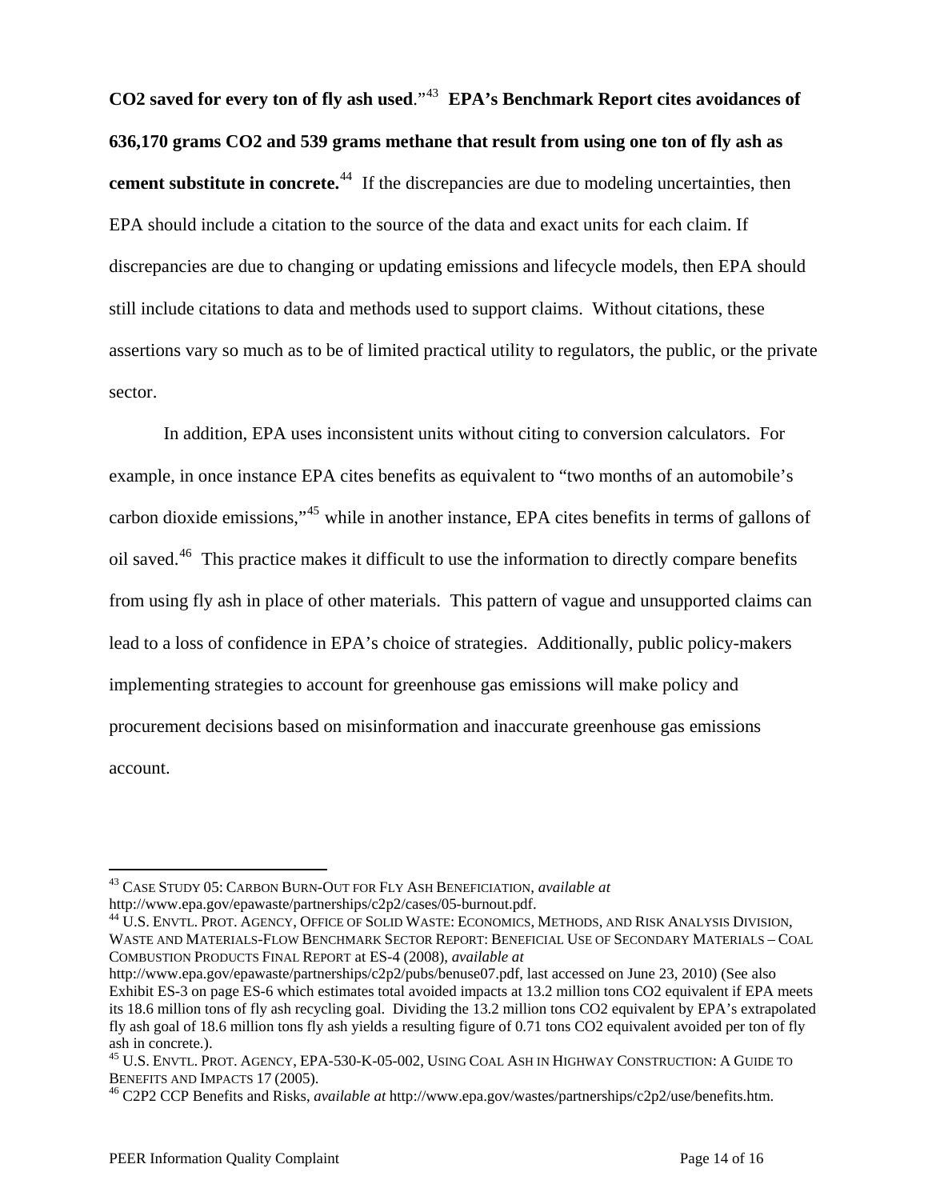**$CO_2$ saved for every ton of fly ash used**."[43] **EPA's Benchmark Report cites avoidances of 636,170 grams $CO_2$ and 539 grams methane that result from using one ton of fly ash as cement substitute in concrete.**[44] If the discrepancies are due to modeling uncertainties, then EPA should include a citation to the source of the data and exact units for each claim. If discrepancies are due to changing or updating emissions and lifecycle models, then EPA should still include citations to data and methods used to support claims. Without citations, these assertions vary so much as to be of limited practical utility to regulators, the public, or the private sector.

In addition, EPA uses inconsistent units without citing to conversion calculators. For example, in once instance EPA cites benefits as equivalent to "two months of an automobile's carbon dioxide emissions,"[45] while in another instance, EPA cites benefits in terms of gallons of oil saved.[46] This practice makes it difficult to use the information to directly compare benefits from using fly ash in place of other materials. This pattern of vague and unsupported claims can lead to a loss of confidence in EPA's choice of strategies. Additionally, public policy-makers implementing strategies to account for greenhouse gas emissions will make policy and procurement decisions based on misinformation and inaccurate greenhouse gas emissions account.

---

[43] CASE STUDY 05: CARBON BURN-OUT FOR FLY ASH BENEFICIATION, *available at* http://www.epa.gov/epawaste/partnerships/c2p2/cases/05-burnout.pdf.

[44] U.S. ENVTL. PROT. AGENCY, OFFICE OF SOLID WASTE: ECONOMICS, METHODS, AND RISK ANALYSIS DIVISION, WASTE AND MATERIALS-FLOW BENCHMARK SECTOR REPORT: BENEFICIAL USE OF SECONDARY MATERIALS – COAL COMBUSTION PRODUCTS FINAL REPORT at ES-4 (2008), *available at* http://www.epa.gov/epawaste/partnerships/c2p2/pubs/benuse07.pdf, last accessed on June 23, 2010) (See also Exhibit ES-3 on page ES-6 which estimates total avoided impacts at 13.2 million tons $CO_2$ equivalent if EPA meets its 18.6 million tons of fly ash recycling goal. Dividing the 13.2 million tons $CO_2$ equivalent by EPA's extrapolated fly ash goal of 18.6 million tons fly ash yields a resulting figure of 0.71 tons $CO_2$ equivalent avoided per ton of fly ash in concrete.).

[45] U.S. ENVTL. PROT. AGENCY, EPA-530-K-05-002, USING COAL ASH IN HIGHWAY CONSTRUCTION: A GUIDE TO BENEFITS AND IMPACTS 17 (2005).

[46] C2P2 CCP Benefits and Risks, *available at* http://www.epa.gov/wastes/partnerships/c2p2/use/benefits.htm.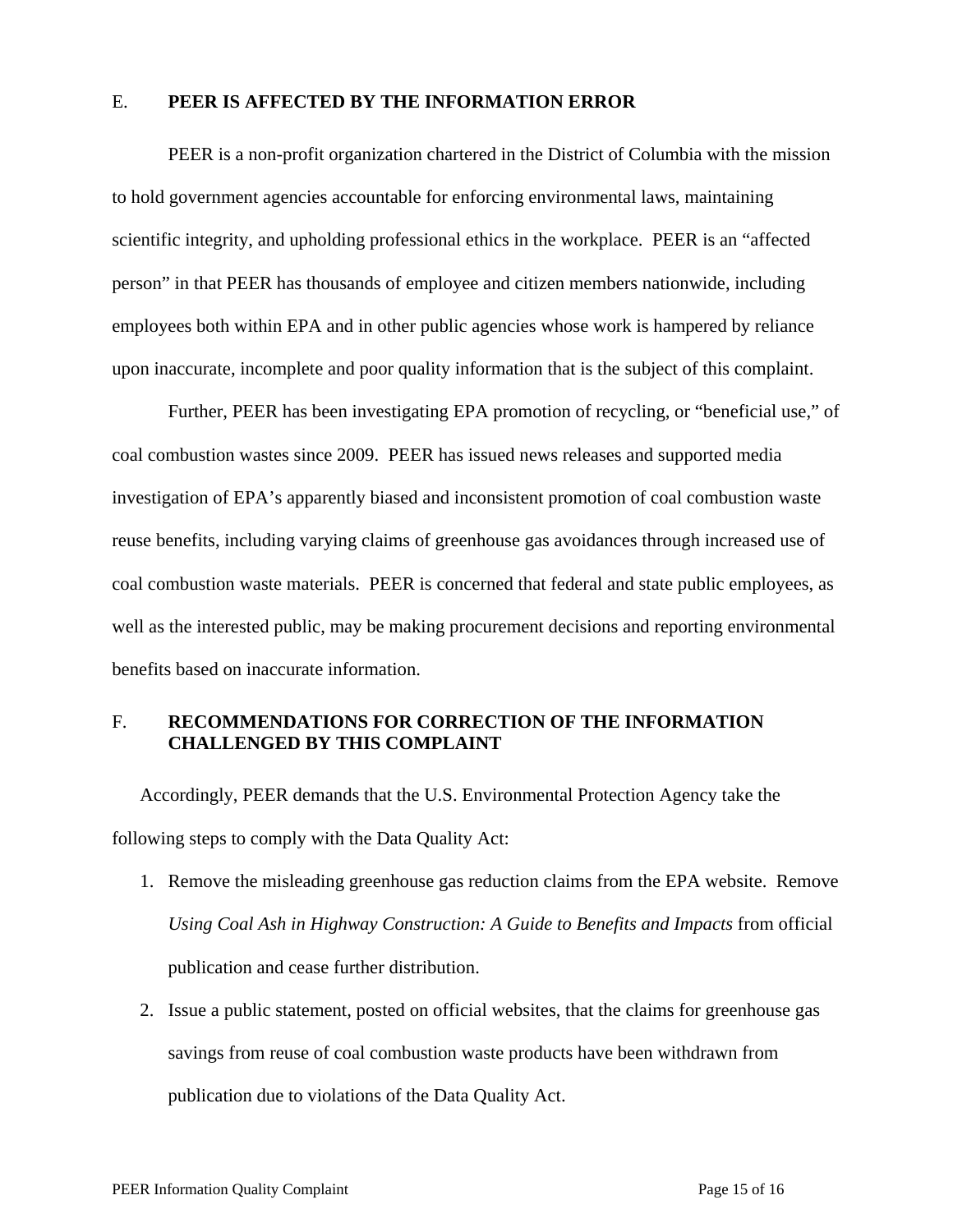## E. PEER IS AFFECTED BY THE INFORMATION ERROR

PEER is a non-profit organization chartered in the District of Columbia with the mission to hold government agencies accountable for enforcing environmental laws, maintaining scientific integrity, and upholding professional ethics in the workplace. PEER is an "affected person" in that PEER has thousands of employee and citizen members nationwide, including employees both within EPA and in other public agencies whose work is hampered by reliance upon inaccurate, incomplete and poor quality information that is the subject of this complaint.

Further, PEER has been investigating EPA promotion of recycling, or "beneficial use," of coal combustion wastes since 2009. PEER has issued news releases and supported media investigation of EPA's apparently biased and inconsistent promotion of coal combustion waste reuse benefits, including varying claims of greenhouse gas avoidances through increased use of coal combustion waste materials. PEER is concerned that federal and state public employees, as well as the interested public, may be making procurement decisions and reporting environmental benefits based on inaccurate information.

## F. RECOMMENDATIONS FOR CORRECTION OF THE INFORMATION CHALLENGED BY THIS COMPLAINT

Accordingly, PEER demands that the U.S. Environmental Protection Agency take the following steps to comply with the Data Quality Act:

1. Remove the misleading greenhouse gas reduction claims from the EPA website. Remove *Using Coal Ash in Highway Construction: A Guide to Benefits and Impacts* from official publication and cease further distribution.
2. Issue a public statement, posted on official websites, that the claims for greenhouse gas savings from reuse of coal combustion waste products have been withdrawn from publication due to violations of the Data Quality Act.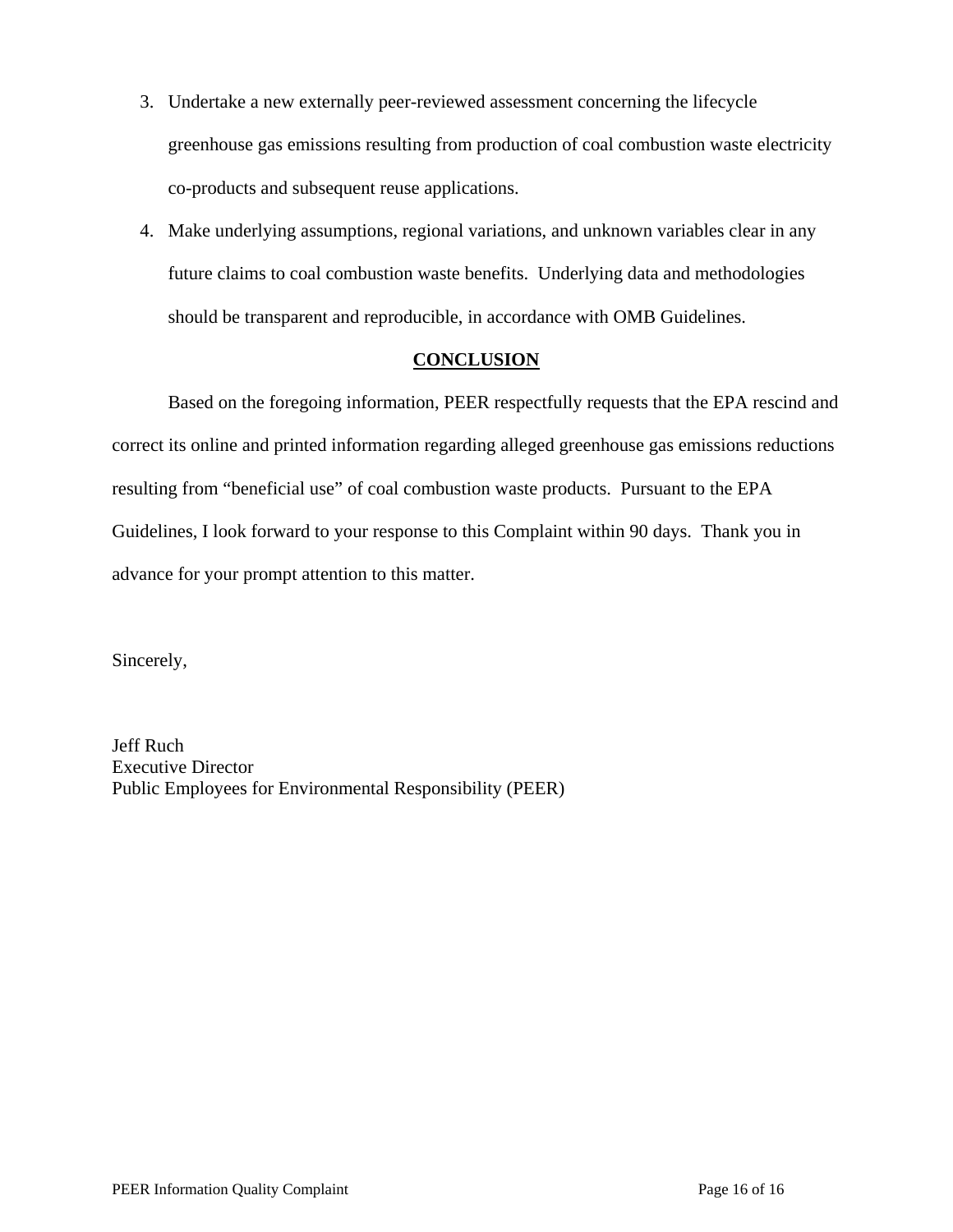3. Undertake a new externally peer-reviewed assessment concerning the lifecycle greenhouse gas emissions resulting from production of coal combustion waste electricity co-products and subsequent reuse applications.
4. Make underlying assumptions, regional variations, and unknown variables clear in any future claims to coal combustion waste benefits. Underlying data and methodologies should be transparent and reproducible, in accordance with OMB Guidelines.

## CONCLUSION

Based on the foregoing information, PEER respectfully requests that the EPA rescind and correct its online and printed information regarding alleged greenhouse gas emissions reductions resulting from "beneficial use" of coal combustion waste products. Pursuant to the EPA Guidelines, I look forward to your response to this Complaint within 90 days. Thank you in advance for your prompt attention to this matter.

Sincerely,

Jeff Ruch
Executive Director
Public Employees for Environmental Responsibility (PEER)